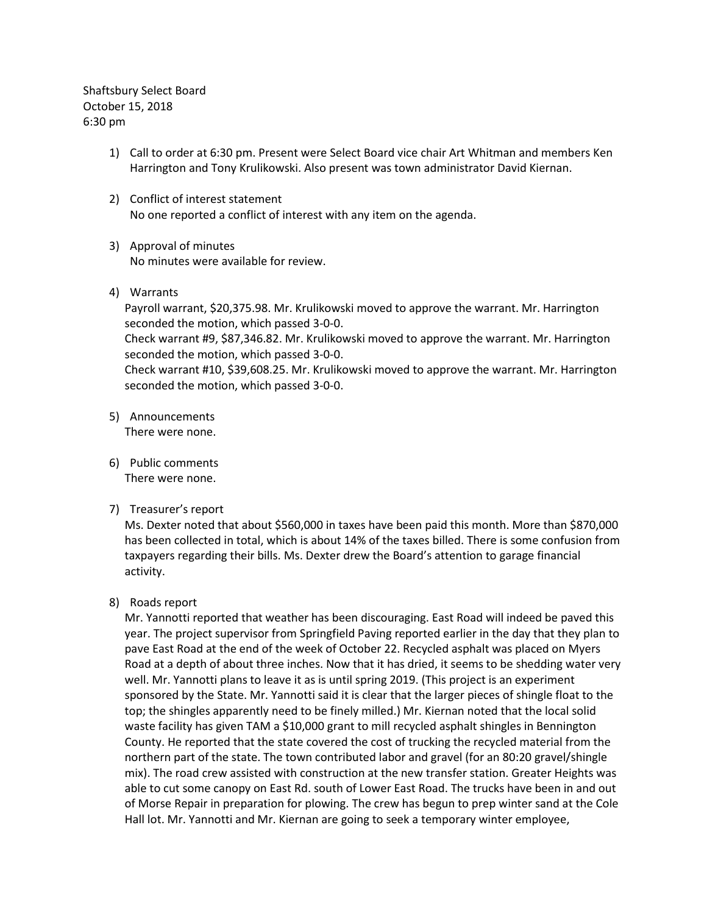Shaftsbury Select Board
October 15, 2018
6:30 pm

1) Call to order at 6:30 pm. Present were Select Board vice chair Art Whitman and members Ken Harrington and Tony Krulikowski. Also present was town administrator David Kiernan.

2) Conflict of interest statement
   No one reported a conflict of interest with any item on the agenda.

3) Approval of minutes
   No minutes were available for review.

4) Warrants
   Payroll warrant, $20,375.98. Mr. Krulikowski moved to approve the warrant. Mr. Harrington seconded the motion, which passed 3-0-0.
   Check warrant #9, $87,346.82. Mr. Krulikowski moved to approve the warrant. Mr. Harrington seconded the motion, which passed 3-0-0.
   Check warrant #10, $39,608.25. Mr. Krulikowski moved to approve the warrant. Mr. Harrington seconded the motion, which passed 3-0-0.

5) Announcements
   There were none.

6) Public comments
   There were none.

7) Treasurer's report
   Ms. Dexter noted that about $560,000 in taxes have been paid this month. More than $870,000 has been collected in total, which is about 14% of the taxes billed. There is some confusion from taxpayers regarding their bills. Ms. Dexter drew the Board's attention to garage financial activity.

8) Roads report
   Mr. Yannotti reported that weather has been discouraging. East Road will indeed be paved this year. The project supervisor from Springfield Paving reported earlier in the day that they plan to pave East Road at the end of the week of October 22. Recycled asphalt was placed on Myers Road at a depth of about three inches. Now that it has dried, it seems to be shedding water very well. Mr. Yannotti plans to leave it as is until spring 2019. (This project is an experiment sponsored by the State. Mr. Yannotti said it is clear that the larger pieces of shingle float to the top; the shingles apparently need to be finely milled.) Mr. Kiernan noted that the local solid waste facility has given TAM a $10,000 grant to mill recycled asphalt shingles in Bennington County. He reported that the state covered the cost of trucking the recycled material from the northern part of the state. The town contributed labor and gravel (for an 80:20 gravel/shingle mix). The road crew assisted with construction at the new transfer station. Greater Heights was able to cut some canopy on East Rd. south of Lower East Road. The trucks have been in and out of Morse Repair in preparation for plowing. The crew has begun to prep winter sand at the Cole Hall lot. Mr. Yannotti and Mr. Kiernan are going to seek a temporary winter employee,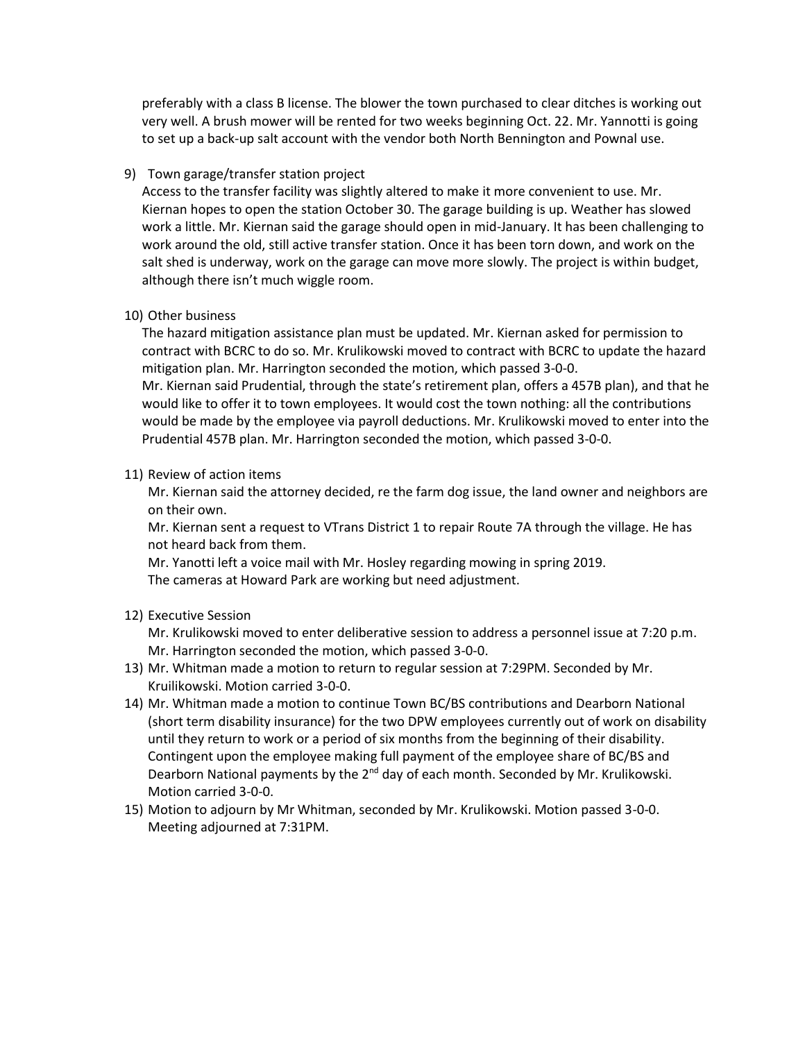preferably with a class B license. The blower the town purchased to clear ditches is working out very well. A brush mower will be rented for two weeks beginning Oct. 22. Mr. Yannotti is going to set up a back-up salt account with the vendor both North Bennington and Pownal use.

9) Town garage/transfer station project
   Access to the transfer facility was slightly altered to make it more convenient to use. Mr. Kiernan hopes to open the station October 30. The garage building is up. Weather has slowed work a little. Mr. Kiernan said the garage should open in mid-January. It has been challenging to work around the old, still active transfer station. Once it has been torn down, and work on the salt shed is underway, work on the garage can move more slowly. The project is within budget, although there isn't much wiggle room.

10) Other business
   The hazard mitigation assistance plan must be updated. Mr. Kiernan asked for permission to contract with BCRC to do so. Mr. Krulikowski moved to contract with BCRC to update the hazard mitigation plan. Mr. Harrington seconded the motion, which passed 3-0-0.
   Mr. Kiernan said Prudential, through the state's retirement plan, offers a 457B plan), and that he would like to offer it to town employees. It would cost the town nothing: all the contributions would be made by the employee via payroll deductions. Mr. Krulikowski moved to enter into the Prudential 457B plan. Mr. Harrington seconded the motion, which passed 3-0-0.

11) Review of action items
   Mr. Kiernan said the attorney decided, re the farm dog issue, the land owner and neighbors are on their own.
   Mr. Kiernan sent a request to VTrans District 1 to repair Route 7A through the village. He has not heard back from them.
   Mr. Yanotti left a voice mail with Mr. Hosley regarding mowing in spring 2019.
   The cameras at Howard Park are working but need adjustment.

12) Executive Session
   Mr. Krulikowski moved to enter deliberative session to address a personnel issue at 7:20 p.m. Mr. Harrington seconded the motion, which passed 3-0-0.

13) Mr. Whitman made a motion to return to regular session at 7:29PM. Seconded by Mr. Kruilikowski. Motion carried 3-0-0.

14) Mr. Whitman made a motion to continue Town BC/BS contributions and Dearborn National (short term disability insurance) for the two DPW employees currently out of work on disability until they return to work or a period of six months from the beginning of their disability. Contingent upon the employee making full payment of the employee share of BC/BS and Dearborn National payments by the 2nd day of each month. Seconded by Mr. Krulikowski. Motion carried 3-0-0.

15) Motion to adjourn by Mr Whitman, seconded by Mr. Krulikowski. Motion passed 3-0-0. Meeting adjourned at 7:31PM.